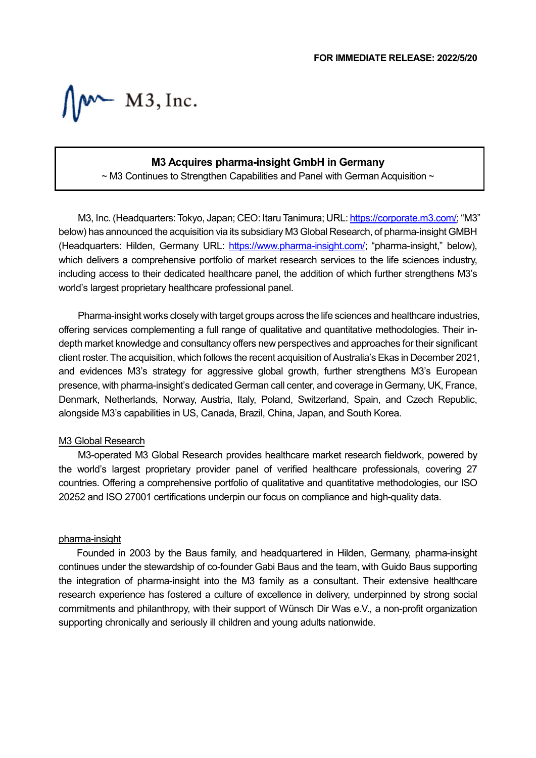**FOR IMMEDIATE RELEASE: 2022/5/20**

M3, Inc.

# M3 Acquires pharma-insight GmbH in Germany

~ M3 Continues to Strengthen Capabilities and Panel with German Acquisition ~

M3, Inc. (Headquarters: Tokyo, Japan; CEO: Itaru Tanimura; URL: https://corporate.m3.com/; "M3" below) has announced the acquisition via its subsidiary M3 Global Research, of pharma-insight GMBH (Headquarters: Hilden, Germany URL: https://www.pharma-insight.com/; "pharma-insight," below), which delivers a comprehensive portfolio of market research services to the life sciences industry, including access to their dedicated healthcare panel, the addition of which further strengthens M3's world's largest proprietary healthcare professional panel.

Pharma-insight works closely with target groups across the life sciences and healthcare industries, offering services complementing a full range of qualitative and quantitative methodologies. Their in-depth market knowledge and consultancy offers new perspectives and approaches for their significant client roster. The acquisition, which follows the recent acquisition of Australia's Ekas in December 2021, and evidences M3's strategy for aggressive global growth, further strengthens M3's European presence, with pharma-insight's dedicated German call center, and coverage in Germany, UK, France, Denmark, Netherlands, Norway, Austria, Italy, Poland, Switzerland, Spain, and Czech Republic, alongside M3's capabilities in US, Canada, Brazil, China, Japan, and South Korea.

## M3 Global Research

M3-operated M3 Global Research provides healthcare market research fieldwork, powered by the world's largest proprietary provider panel of verified healthcare professionals, covering 27 countries. Offering a comprehensive portfolio of qualitative and quantitative methodologies, our ISO 20252 and ISO 27001 certifications underpin our focus on compliance and high-quality data.

## pharma-insight

Founded in 2003 by the Baus family, and headquartered in Hilden, Germany, pharma-insight continues under the stewardship of co-founder Gabi Baus and the team, with Guido Baus supporting the integration of pharma-insight into the M3 family as a consultant. Their extensive healthcare research experience has fostered a culture of excellence in delivery, underpinned by strong social commitments and philanthropy, with their support of Wünsch Dir Was e.V., a non-profit organization supporting chronically and seriously ill children and young adults nationwide.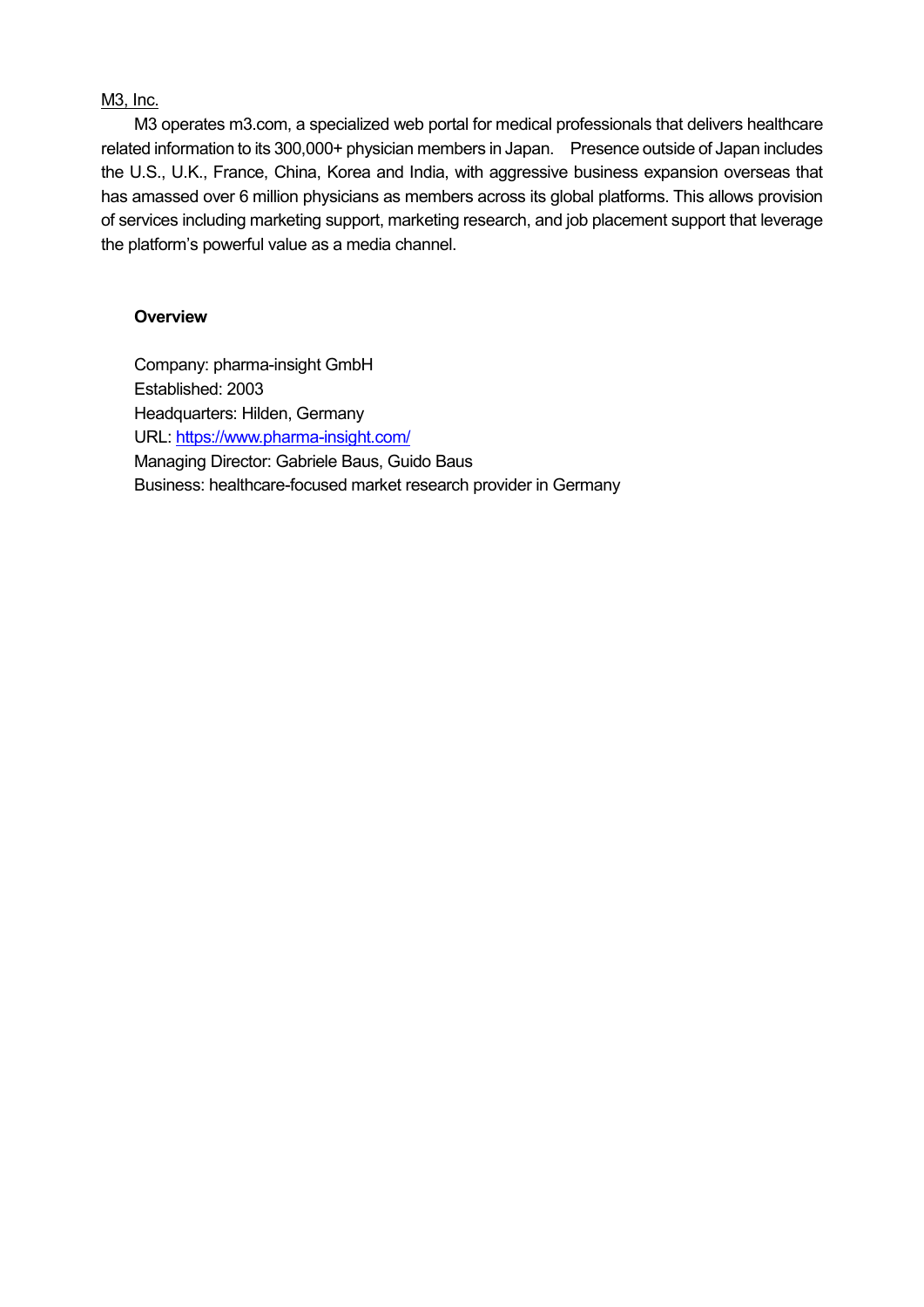M3, Inc.

M3 operates m3.com, a specialized web portal for medical professionals that delivers healthcare related information to its 300,000+ physician members in Japan. Presence outside of Japan includes the U.S., U.K., France, China, Korea and India, with aggressive business expansion overseas that has amassed over 6 million physicians as members across its global platforms. This allows provision of services including marketing support, marketing research, and job placement support that leverage the platform's powerful value as a media channel.

**Overview**

Company: pharma-insight GmbH
Established: 2003
Headquarters: Hilden, Germany
URL: [https://www.pharma-insight.com/](https://www.pharma-insight.com/)
Managing Director: Gabriele Baus, Guido Baus
Business: healthcare-focused market research provider in Germany